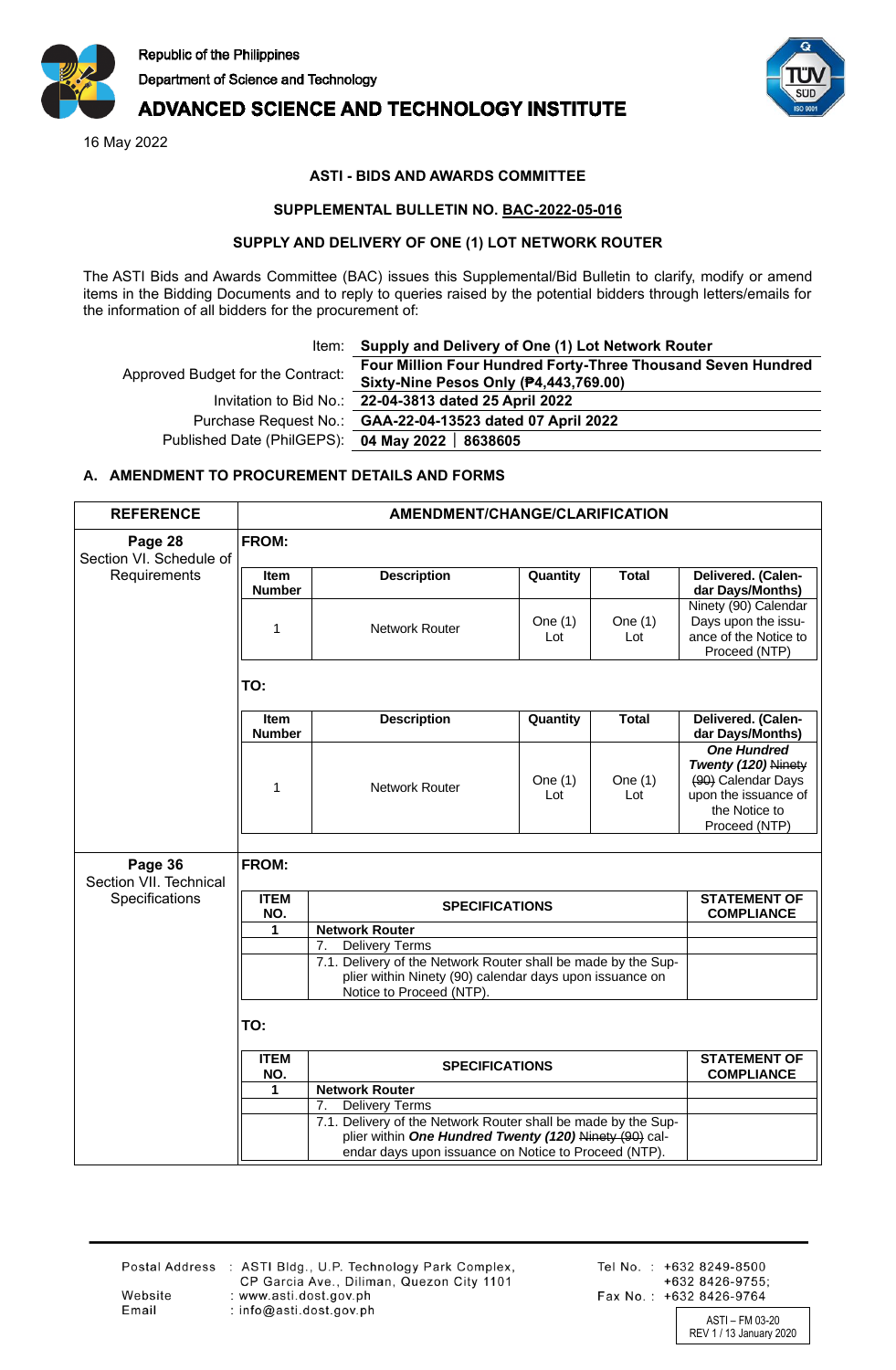Republic of the Philippines
Department of Science and Technology
**ADVANCED SCIENCE AND TECHNOLOGY INSTITUTE**

16 May 2022

**ASTI - BIDS AND AWARDS COMMITTEE**

**SUPPLEMENTAL BULLETIN NO. BAC-2022-05-016**

**SUPPLY AND DELIVERY OF ONE (1) LOT NETWORK ROUTER**

The ASTI Bids and Awards Committee (BAC) issues this Supplemental/Bid Bulletin to clarify, modify or amend items in the Bidding Documents and to reply to queries raised by the potential bidders through letters/emails for the information of all bidders for the procurement of:

| | |
|---|---|
| Item: | **Supply and Delivery of One (1) Lot Network Router** |
| Approved Budget for the Contract: | **Four Million Four Hundred Forty-Three Thousand Seven Hundred Sixty-Nine Pesos Only (₱4,443,769.00)** |
| Invitation to Bid No.: | **22-04-3813 dated 25 April 2022** |
| Purchase Request No.: | **GAA-22-04-13523 dated 07 April 2022** |
| Published Date (PhilGEPS): | **04 May 2022 │ 8638605** |

## A. AMENDMENT TO PROCUREMENT DETAILS AND FORMS

| REFERENCE | AMENDMENT/CHANGE/CLARIFICATION |
|---|---|
| **Page 28** Section VI. Schedule of Requirements | **FROM:** |

| Item Number | Description | Quantity | Total | Delivered. (Calendar Days/Months) |
|---|---|---|---|---|
| 1 | Network Router | One (1) Lot | One (1) Lot | Ninety (90) Calendar Days upon the issuance of the Notice to Proceed (NTP) |

**TO:**

| Item Number | Description | Quantity | Total | Delivered. (Calendar Days/Months) |
|---|---|---|---|---|
| 1 | Network Router | One (1) Lot | One (1) Lot | ***One Hundred Twenty (120)*** ~~Ninety (90)~~ Calendar Days upon the issuance of the Notice to Proceed (NTP) |

| REFERENCE | AMENDMENT/CHANGE/CLARIFICATION |
|---|---|
| **Page 36** Section VII. Technical Specifications | **FROM:** |

| ITEM NO. | SPECIFICATIONS | STATEMENT OF COMPLIANCE |
|---|---|---|
| 1 | **Network Router** | |
| | 7. Delivery Terms | |
| | 7.1. Delivery of the Network Router shall be made by the Supplier within Ninety (90) calendar days upon issuance on Notice to Proceed (NTP). | |

**TO:**

| ITEM NO. | SPECIFICATIONS | STATEMENT OF COMPLIANCE |
|---|---|---|
| 1 | **Network Router** | |
| | 7. Delivery Terms | |
| | 7.1. Delivery of the Network Router shall be made by the Supplier within ***One Hundred Twenty (120)*** ~~Ninety (90)~~ calendar days upon issuance on Notice to Proceed (NTP). | |

Postal Address : ASTI Bldg., U.P. Technology Park Complex, CP Garcia Ave., Diliman, Quezon City 1101
Website : www.asti.dost.gov.ph
Email : info@asti.dost.gov.ph

Tel No. : +632 8249-8500 +632 8426-9755;
Fax No. : +632 8426-9764

ASTI – FM 03-20
REV 1 / 13 January 2020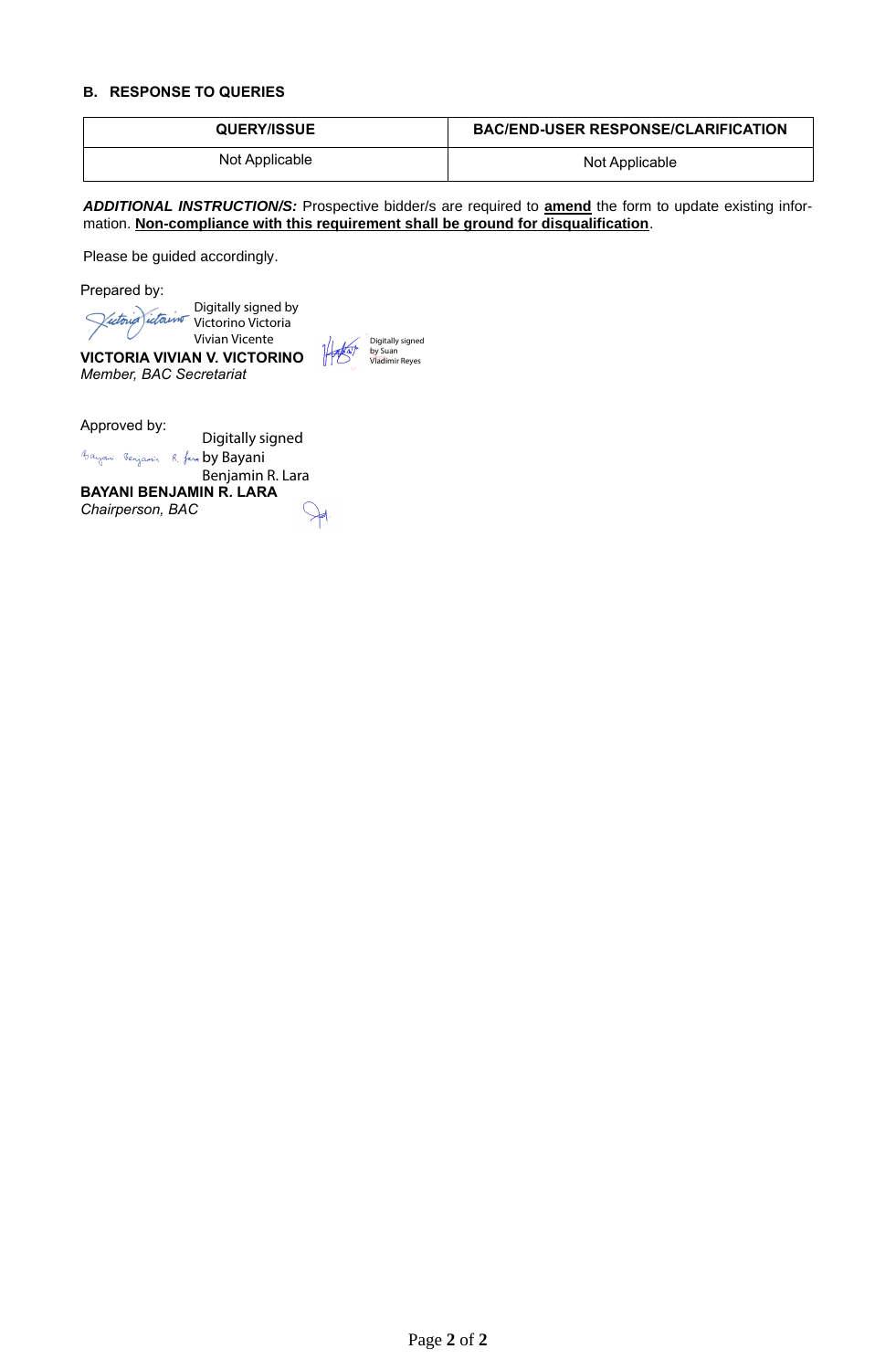### B. RESPONSE TO QUERIES

| QUERY/ISSUE | BAC/END-USER RESPONSE/CLARIFICATION |
|---|---|
| Not Applicable | Not Applicable |

***ADDITIONAL INSTRUCTION/S:*** Prospective bidder/s are required to **amend** the form to update existing information. **Non-compliance with this requirement shall be ground for disqualification**.

Please be guided accordingly.

Prepared by:

Digitally signed by Victorino Victoria Vivian Vicente

**VICTORIA VIVIAN V. VICTORINO**
*Member, BAC Secretariat*

Digitally signed by Suan Vladimir Reyes

Approved by:

Digitally signed by Bayani Benjamin R. Lara

**BAYANI BENJAMIN R. LARA**
*Chairperson, BAC*